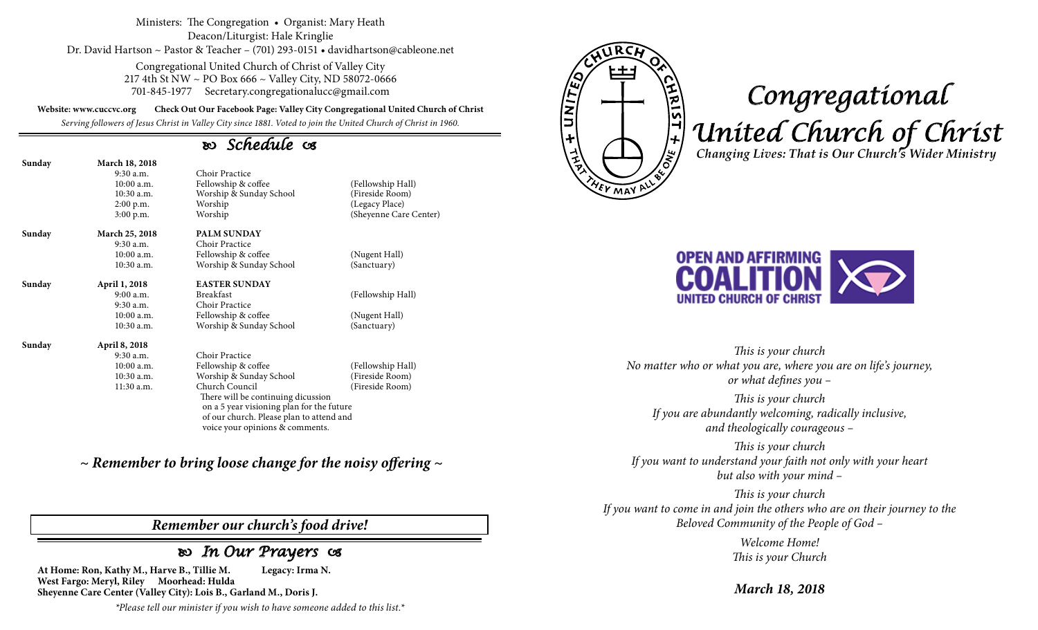Ministers: The Congregation • Organist: Mary Heath
Deacon/Liturgist: Hale Kringlie
Dr. David Hartson ~ Pastor & Teacher – (701) 293-0151 • davidhartson@cableone.net

Congregational United Church of Christ of Valley City
217 4th St NW ~ PO Box 666 ~ Valley City, ND 58072-0666
701-845-1977 Secretary.congregationalucc@gmail.com

**Website: www.cuccvc.org** **Check Out Our Facebook Page: Valley City Congregational United Church of Christ**

*Serving followers of Jesus Christ in Valley City since 1881. Voted to join the United Church of Christ in 1960.*

## Schedule

| | | | |
|---|---|---|---|
| **Sunday** | **March 18, 2018** | | |
| | 9:30 a.m. | Choir Practice | |
| | 10:00 a.m. | Fellowship & coffee | (Fellowship Hall) |
| | 10:30 a.m. | Worship & Sunday School | (Fireside Room) |
| | 2:00 p.m. | Worship | (Legacy Place) |
| | 3:00 p.m. | Worship | (Sheyenne Care Center) |
| **Sunday** | **March 25, 2018** | **PALM SUNDAY** | |
| | 9:30 a.m. | Choir Practice | |
| | 10:00 a.m. | Fellowship & coffee | (Nugent Hall) |
| | 10:30 a.m. | Worship & Sunday School | (Sanctuary) |
| **Sunday** | **April 1, 2018** | **EASTER SUNDAY** | |
| | 9:00 a.m. | Breakfast | (Fellowship Hall) |
| | 9:30 a.m. | Choir Practice | |
| | 10:00 a.m. | Fellowship & coffee | (Nugent Hall) |
| | 10:30 a.m. | Worship & Sunday School | (Sanctuary) |
| **Sunday** | **April 8, 2018** | | |
| | 9:30 a.m. | Choir Practice | |
| | 10:00 a.m. | Fellowship & coffee | (Fellowship Hall) |
| | 10:30 a.m. | Worship & Sunday School | (Fireside Room) |
| | 11:30 a.m. | Church Council | (Fireside Room) |
| | | There will be continuing dicussion on a 5 year visioning plan for the future of our church. Please plan to attend and voice your opinions & comments. | |

***~ Remember to bring loose change for the noisy offering ~***

***Remember our church's food drive!***

## In Our Prayers

**At Home: Ron, Kathy M., Harve B., Tillie M.** **Legacy: Irma N.**
**West Fargo: Meryl, Riley** **Moorhead: Hulda**
**Sheyenne Care Center (Valley City): Lois B., Garland M., Doris J.**

*\*Please tell our minister if you wish to have someone added to this list.\**

CHURCH OF CHRIST + THAT THEY MAY ALL BE ONE + UNITED

# *Congregational United Church of Christ*

***Changing Lives: That is Our Church's Wider Ministry***

**OPEN AND AFFIRMING COALITION UNITED CHURCH OF CHRIST**

*This is your church*
*No matter who or what you are, where you are on life's journey, or what defines you –*

*This is your church*
*If you are abundantly welcoming, radically inclusive, and theologically courageous –*

*This is your church*
*If you want to understand your faith not only with your heart but also with your mind –*

*This is your church*
*If you want to come in and join the others who are on their journey to the Beloved Community of the People of God –*

*Welcome Home!*
*This is your Church*

***March 18, 2018***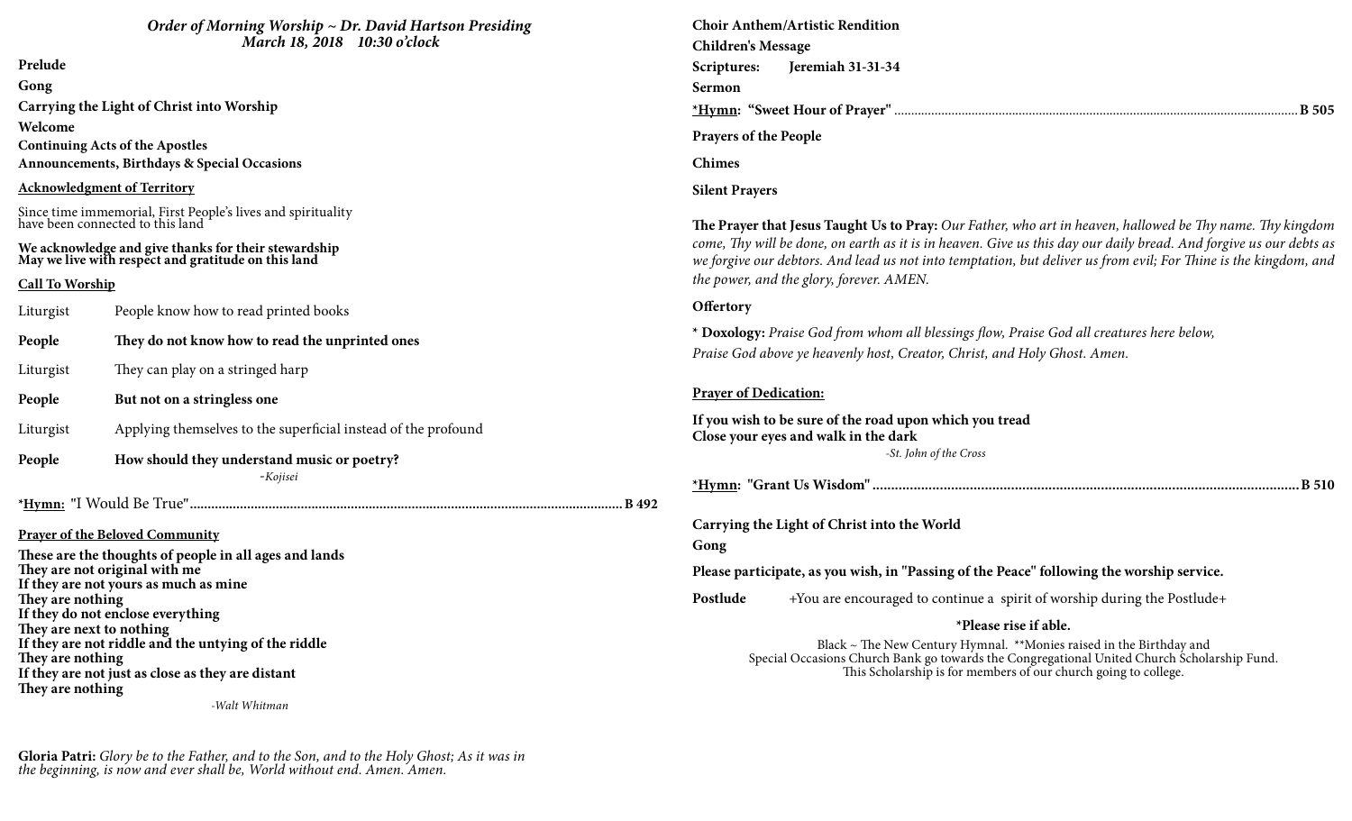*Order of Morning Worship ~ Dr. David Hartson Presiding*
*March 18, 2018 10:30 o'clock*

**Prelude**

**Gong**

**Carrying the Light of Christ into Worship**

**Welcome**

**Continuing Acts of the Apostles**

**Announcements, Birthdays & Special Occasions**

**Acknowledgment of Territory**

Since time immemorial, First People's lives and spirituality have been connected to this land

**We acknowledge and give thanks for their stewardship**
**May we live with respect and gratitude on this land**

**Call To Worship**

| | |
|---|---|
| Liturgist | People know how to read printed books |
| **People** | **They do not know how to read the unprinted ones** |
| Liturgist | They can play on a stringed harp |
| **People** | **But not on a stringless one** |
| Liturgist | Applying themselves to the superficial instead of the profound |
| **People** | **How should they understand music or poetry?** |

*-Kojisei*

***Hymn:** "I Would Be True"......B 492

**Prayer of the Beloved Community**

**These are the thoughts of people in all ages and lands**
**They are not original with me**
**If they are not yours as much as mine**
**They are nothing**
**If they do not enclose everything**
**They are next to nothing**
**If they are not riddle and the untying of the riddle**
**They are nothing**
**If they are not just as close as they are distant**
**They are nothing**

*-Walt Whitman*

**Gloria Patri:** *Glory be to the Father, and to the Son, and to the Holy Ghost; As it was in the beginning, is now and ever shall be, World without end. Amen. Amen.*

**Choir Anthem/Artistic Rendition**

**Children's Message**

**Scriptures: Jeremiah 31-31-34**

**Sermon**

***Hymn: "Sweet Hour of Prayer"......B 505**

**Prayers of the People**

**Chimes**

**Silent Prayers**

**The Prayer that Jesus Taught Us to Pray:** *Our Father, who art in heaven, hallowed be Thy name. Thy kingdom come, Thy will be done, on earth as it is in heaven. Give us this day our daily bread. And forgive us our debts as we forgive our debtors. And lead us not into temptation, but deliver us from evil; For Thine is the kingdom, and the power, and the glory, forever. AMEN.*

**Offertory**

* **Doxology:** *Praise God from whom all blessings flow, Praise God all creatures here below, Praise God above ye heavenly host, Creator, Christ, and Holy Ghost. Amen.*

**Prayer of Dedication:**

**If you wish to be sure of the road upon which you tread**
**Close your eyes and walk in the dark**

*-St. John of the Cross*

***Hymn: "Grant Us Wisdom"......B 510**

**Carrying the Light of Christ into the World**

**Gong**

**Please participate, as you wish, in "Passing of the Peace" following the worship service.**

**Postlude** +You are encouraged to continue a spirit of worship during the Postlude+

***Please rise if able.**

Black ~ The New Century Hymnal. **Monies raised in the Birthday and Special Occasions Church Bank go towards the Congregational United Church Scholarship Fund. This Scholarship is for members of our church going to college.